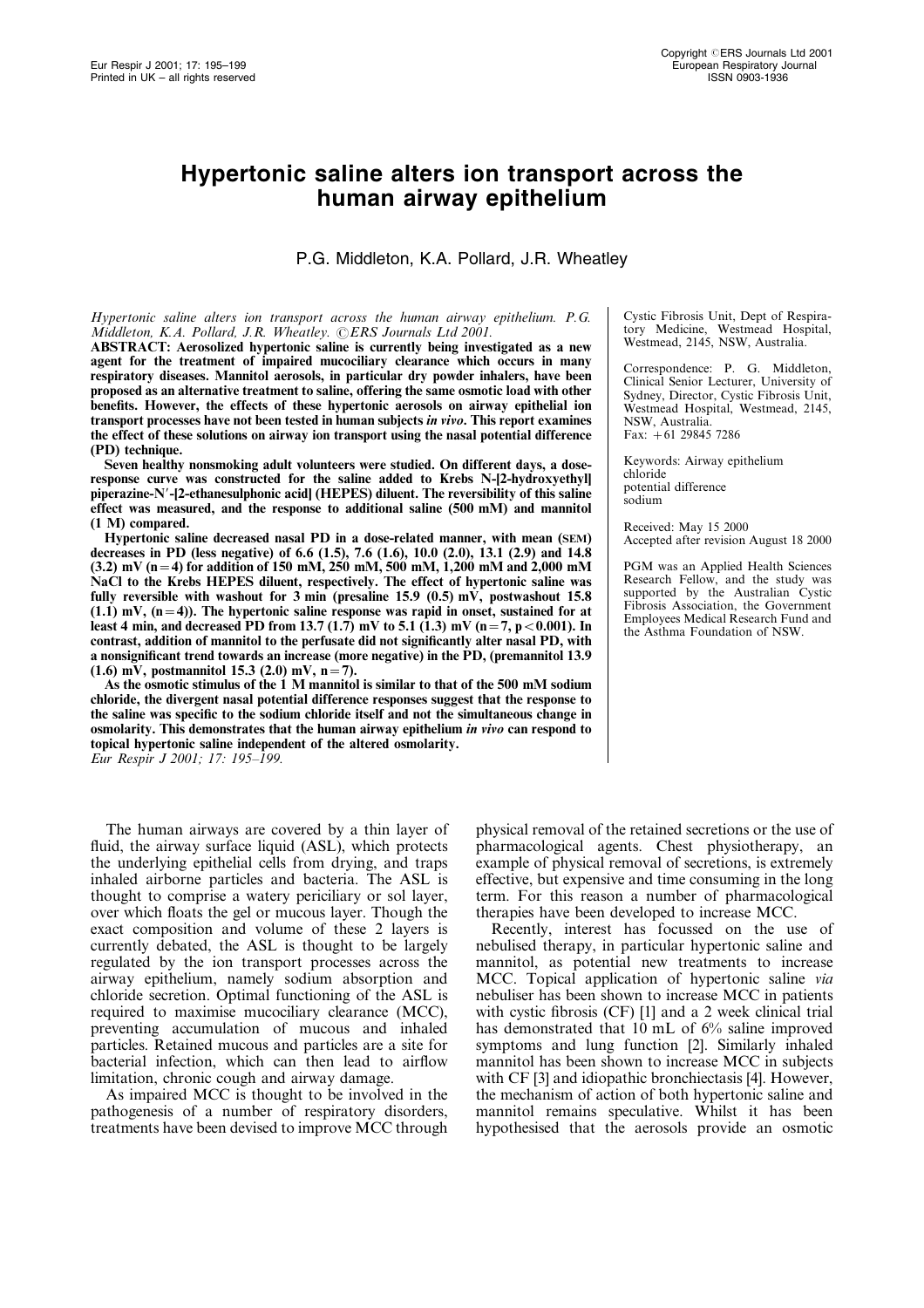# Hypertonic saline alters ion transport across the human airway epithelium

P.G. Middleton, K.A. Pollard, J.R. Wheatley

*Hypertonic saline alters ion transport across the human airway epithelium. P.G. Middleton, K.A. Pollard, J.R. Wheatley. ©ERS Journals Ltd 2001.*

**ABSTRACT: Aerosolized hypertonic saline is currently being investigated as a new agent for the treatment of impaired mucociliary clearance which occurs in many respiratory diseases. Mannitol aerosols, in particular dry powder inhalers, have been proposed as an alternative treatment to saline, offering the same osmotic load with other benefits. However, the effects of these hypertonic aerosols on airway epithelial ion transport processes have not been tested in human subjects *in vivo*. This report examines the effect of these solutions on airway ion transport using the nasal potential difference (PD) technique.**

**Seven healthy nonsmoking adult volunteers were studied. On different days, a dose-response curve was constructed for the saline added to Krebs N-[2-hydroxyethyl] piperazine-N′-[2-ethanesulphonic acid] (HEPES) diluent. The reversibility of this saline effect was measured, and the response to additional saline (500 mM) and mannitol (1 M) compared.**

**Hypertonic saline decreased nasal PD in a dose-related manner, with mean (SEM) decreases in PD (less negative) of 6.6 (1.5), 7.6 (1.6), 10.0 (2.0), 13.1 (2.9) and 14.8 (3.2) mV (n=4) for addition of 150 mM, 250 mM, 500 mM, 1,200 mM and 2,000 mM NaCl to the Krebs HEPES diluent, respectively. The effect of hypertonic saline was fully reversible with washout for 3 min (presaline 15.9 (0.5) mV, postwashout 15.8 (1.1) mV, (n=4)). The hypertonic saline response was rapid in onset, sustained for at least 4 min, and decreased PD from 13.7 (1.7) mV to 5.1 (1.3) mV (n=7, $p<0.001$). In contrast, addition of mannitol to the perfusate did not significantly alter nasal PD, with a nonsignificant trend towards an increase (more negative) in the PD, (premannitol 13.9 (1.6) mV, postmannitol 15.3 (2.0) mV, n=7).**

**As the osmotic stimulus of the 1 M mannitol is similar to that of the 500 mM sodium chloride, the divergent nasal potential difference responses suggest that the response to the saline was specific to the sodium chloride itself and not the simultaneous change in osmolarity. This demonstrates that the human airway epithelium *in vivo* can respond to topical hypertonic saline independent of the altered osmolarity.**

*Eur Respir J 2001; 17: 195–199.*

Cystic Fibrosis Unit, Dept of Respiratory Medicine, Westmead Hospital, Westmead, 2145, NSW, Australia.

Correspondence: P. G. Middleton, Clinical Senior Lecturer, University of Sydney, Director, Cystic Fibrosis Unit, Westmead Hospital, Westmead, 2145, NSW, Australia.
Fax: +61 29845 7286

Keywords: Airway epithelium
chloride
potential difference
sodium

Received: May 15 2000
Accepted after revision August 18 2000

PGM was an Applied Health Sciences Research Fellow, and the study was supported by the Australian Cystic Fibrosis Association, the Government Employees Medical Research Fund and the Asthma Foundation of NSW.

The human airways are covered by a thin layer of fluid, the airway surface liquid (ASL), which protects the underlying epithelial cells from drying, and traps inhaled airborne particles and bacteria. The ASL is thought to comprise a watery periciliary or sol layer, over which floats the gel or mucous layer. Though the exact composition and volume of these 2 layers is currently debated, the ASL is thought to be largely regulated by the ion transport processes across the airway epithelium, namely sodium absorption and chloride secretion. Optimal functioning of the ASL is required to maximise mucociliary clearance (MCC), preventing accumulation of mucous and inhaled particles. Retained mucous and particles are a site for bacterial infection, which can then lead to airflow limitation, chronic cough and airway damage.

As impaired MCC is thought to be involved in the pathogenesis of a number of respiratory disorders, treatments have been devised to improve MCC through physical removal of the retained secretions or the use of pharmacological agents. Chest physiotherapy, an example of physical removal of secretions, is extremely effective, but expensive and time consuming in the long term. For this reason a number of pharmacological therapies have been developed to increase MCC.

Recently, interest has focussed on the use of nebulised therapy, in particular hypertonic saline and mannitol, as potential new treatments to increase MCC. Topical application of hypertonic saline *via* nebuliser has been shown to increase MCC in patients with cystic fibrosis (CF) [1] and a 2 week clinical trial has demonstrated that 10 mL of 6% saline improved symptoms and lung function [2]. Similarly inhaled mannitol has been shown to increase MCC in subjects with CF [3] and idiopathic bronchiectasis [4]. However, the mechanism of action of both hypertonic saline and mannitol remains speculative. Whilst it has been hypothesised that the aerosols provide an osmotic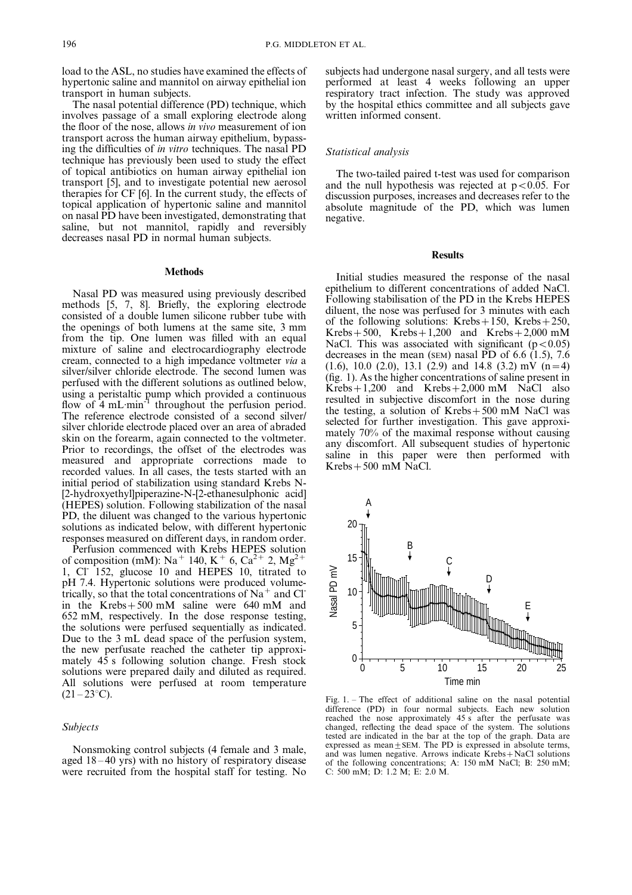load to the ASL, no studies have examined the effects of hypertonic saline and mannitol on airway epithelial ion transport in human subjects.

The nasal potential difference (PD) technique, which involves passage of a small exploring electrode along the floor of the nose, allows *in vivo* measurement of ion transport across the human airway epithelium, bypassing the difficulties of *in vitro* techniques. The nasal PD technique has previously been used to study the effect of topical antibiotics on human airway epithelial ion transport [5], and to investigate potential new aerosol therapies for CF [6]. In the current study, the effects of topical application of hypertonic saline and mannitol on nasal PD have been investigated, demonstrating that saline, but not mannitol, rapidly and reversibly decreases nasal PD in normal human subjects.

## Methods

Nasal PD was measured using previously described methods [5, 7, 8]. Briefly, the exploring electrode consisted of a double lumen silicone rubber tube with the openings of both lumens at the same site, 3 mm from the tip. One lumen was filled with an equal mixture of saline and electrocardiography electrode cream, connected to a high impedance voltmeter *via* a silver/silver chloride electrode. The second lumen was perfused with the different solutions as outlined below, using a peristaltic pump which provided a continuous flow of 4 mL·min$^{-1}$ throughout the perfusion period. The reference electrode consisted of a second silver/silver chloride electrode placed over an area of abraded skin on the forearm, again connected to the voltmeter. Prior to recordings, the offset of the electrodes was measured and appropriate corrections made to recorded values. In all cases, the tests started with an initial period of stabilization using standard Krebs N-[2-hydroxyethyl]piperazine-N-[2-ethanesulphonic acid] (HEPES) solution. Following stabilization of the nasal PD, the diluent was changed to the various hypertonic solutions as indicated below, with different hypertonic responses measured on different days, in random order.

Perfusion commenced with Krebs HEPES solution of composition (mM): $Na^+$ 140, $K^+$ 6, $Ca^{2+}$ 2, $Mg^{2+}$ 1, $Cl^-$ 152, glucose 10 and HEPES 10, titrated to pH 7.4. Hypertonic solutions were produced volumetrically, so that the total concentrations of $Na^+$ and $Cl^-$ in the Krebs+500 mM saline were 640 mM and 652 mM, respectively. In the dose response testing, the solutions were perfused sequentially as indicated. Due to the 3 mL dead space of the perfusion system, the new perfusate reached the catheter tip approximately 45 s following solution change. Fresh stock solutions were prepared daily and diluted as required. All solutions were perfused at room temperature (21–23°C).

### Subjects

Nonsmoking control subjects (4 female and 3 male, aged 18–40 yrs) with no history of respiratory disease were recruited from the hospital staff for testing. No subjects had undergone nasal surgery, and all tests were performed at least 4 weeks following an upper respiratory tract infection. The study was approved by the hospital ethics committee and all subjects gave written informed consent.

### Statistical analysis

The two-tailed paired t-test was used for comparison and the null hypothesis was rejected at $p<0.05$. For discussion purposes, increases and decreases refer to the absolute magnitude of the PD, which was lumen negative.

## Results

Initial studies measured the response of the nasal epithelium to different concentrations of added NaCl. Following stabilisation of the PD in the Krebs HEPES diluent, the nose was perfused for 3 minutes with each of the following solutions: Krebs+150, Krebs+250, Krebs+500, Krebs+1,200 and Krebs+2,000 mM NaCl. This was associated with significant ($p<0.05$) decreases in the mean (SEM) nasal PD of 6.6 (1.5), 7.6 (1.6), 10.0 (2.0), 13.1 (2.9) and 14.8 (3.2) mV ($n=4$) (fig. 1). As the higher concentrations of saline present in Krebs+1,200 and Krebs+2,000 mM NaCl also resulted in subjective discomfort in the nose during the testing, a solution of Krebs+500 mM NaCl was selected for further investigation. This gave approximately 70% of the maximal response without causing any discomfort. All subsequent studies of hypertonic saline in this paper were then performed with Krebs+500 mM NaCl.

Fig. 1. – The effect of additional saline on the nasal potential difference (PD) in four normal subjects. Each new solution reached the nose approximately 45 s after the perfusate was changed, reflecting the dead space of the system. The solutions tested are indicated in the bar at the top of the graph. Data are expressed as mean±SEM. The PD is expressed in absolute terms, and was lumen negative. Arrows indicate Krebs+NaCl solutions of the following concentrations; A: 150 mM NaCl; B: 250 mM; C: 500 mM; D: 1.2 M; E: 2.0 M.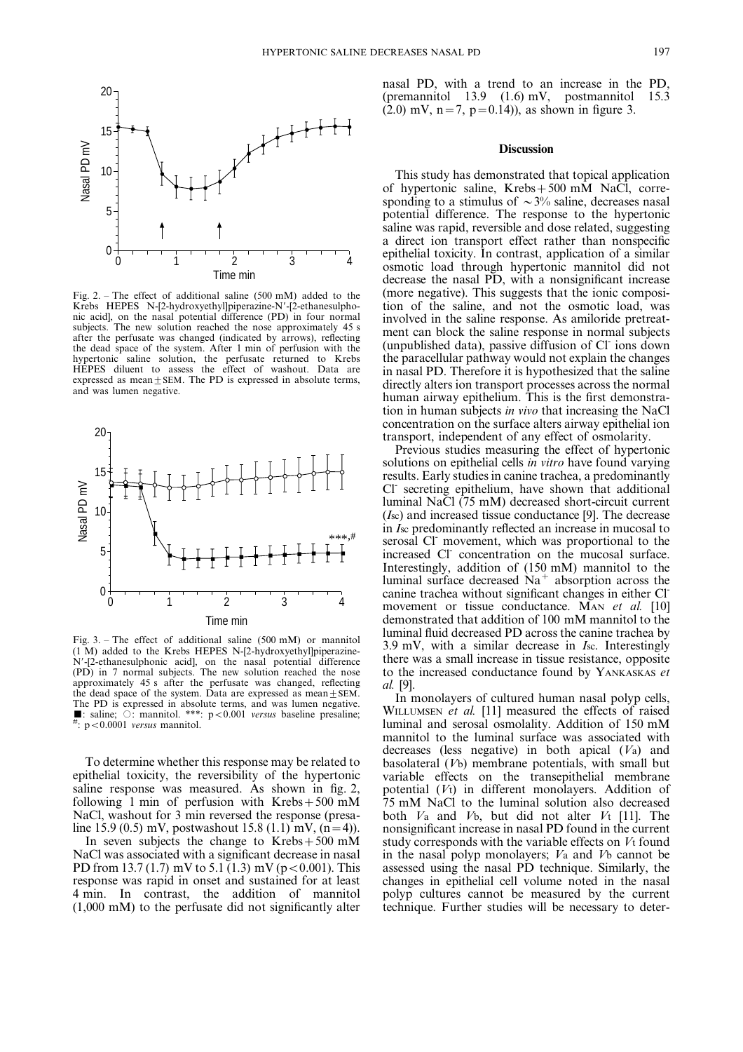Fig. 2. – The effect of additional saline (500 mM) added to the Krebs HEPES N-[2-hydroxyethyl]piperazine-N′-[2-ethanesulphonic acid], on the nasal potential difference (PD) in four normal subjects. The new solution reached the nose approximately 45 s after the perfusate was changed (indicated by arrows), reflecting the dead space of the system. After 1 min of perfusion with the hypertonic saline solution, the perfusate returned to Krebs HEPES diluent to assess the effect of washout. Data are expressed as mean±SEM. The PD is expressed in absolute terms, and was lumen negative.

Fig. 3. – The effect of additional saline (500 mM) or mannitol (1 M) added to the Krebs HEPES N-[2-hydroxyethyl]piperazine-N′-[2-ethanesulphonic acid], on the nasal potential difference (PD) in 7 normal subjects. The new solution reached the nose approximately 45 s after the perfusate was changed, reflecting the dead space of the system. Data are expressed as mean±SEM. The PD is expressed in absolute terms, and was lumen negative. ■: saline; ○: mannitol. ***: $p<0.001$ *versus* baseline presaline; #: $p<0.0001$ *versus* mannitol.

To determine whether this response may be related to epithelial toxicity, the reversibility of the hypertonic saline response was measured. As shown in fig. 2, following 1 min of perfusion with Krebs+500 mM NaCl, washout for 3 min reversed the response (presaline 15.9 (0.5) mV, postwashout 15.8 (1.1) mV, (n=4)).

In seven subjects the change to Krebs+500 mM NaCl was associated with a significant decrease in nasal PD from 13.7 (1.7) mV to 5.1 (1.3) mV ($p<0.001$). This response was rapid in onset and sustained for at least 4 min. In contrast, the addition of mannitol (1,000 mM) to the perfusate did not significantly alter nasal PD, with a trend to an increase in the PD, (premannitol 13.9 (1.6) mV, postmannitol 15.3 (2.0) mV, n=7, p=0.14)), as shown in figure 3.

## Discussion

This study has demonstrated that topical application of hypertonic saline, Krebs+500 mM NaCl, corresponding to a stimulus of ~3% saline, decreases nasal potential difference. The response to the hypertonic saline was rapid, reversible and dose related, suggesting a direct ion transport effect rather than nonspecific epithelial toxicity. In contrast, application of a similar osmotic load through hypertonic mannitol did not decrease the nasal PD, with a nonsignificant increase (more negative). This suggests that the ionic composition of the saline, and not the osmotic load, was involved in the saline response. As amiloride pretreatment can block the saline response in normal subjects (unpublished data), passive diffusion of $Cl^-$ ions down the paracellular pathway would not explain the changes in nasal PD. Therefore it is hypothesized that the saline directly alters ion transport processes across the normal human airway epithelium. This is the first demonstration in human subjects *in vivo* that increasing the NaCl concentration on the surface alters airway epithelial ion transport, independent of any effect of osmolarity.

Previous studies measuring the effect of hypertonic solutions on epithelial cells *in vitro* have found varying results. Early studies in canine trachea, a predominantly $Cl^-$ secreting epithelium, have shown that additional luminal NaCl (75 mM) decreased short-circuit current ($I_{sc}$) and increased tissue conductance [9]. The decrease in $I_{sc}$ predominantly reflected an increase in mucosal to serosal $Cl^-$ movement, which was proportional to the increased $Cl^-$ concentration on the mucosal surface. Interestingly, addition of (150 mM) mannitol to the luminal surface decreased $Na^+$ absorption across the canine trachea without significant changes in either $Cl^-$ movement or tissue conductance. MAN *et al.* [10] demonstrated that addition of 100 mM mannitol to the luminal fluid decreased PD across the canine trachea by 3.9 mV, with a similar decrease in $I_{sc}$. Interestingly there was a small increase in tissue resistance, opposite to the increased conductance found by YANKASKAS *et al.* [9].

In monolayers of cultured human nasal polyp cells, WILLUMSEN *et al.* [11] measured the effects of raised luminal and serosal osmolality. Addition of 150 mM mannitol to the luminal surface was associated with decreases (less negative) in both apical ($V_a$) and basolateral ($V_b$) membrane potentials, with small but variable effects on the transepithelial membrane potential ($V_t$) in different monolayers. Addition of 75 mM NaCl to the luminal solution also decreased both $V_a$ and $V_b$, but did not alter $V_t$ [11]. The nonsignificant increase in nasal PD found in the current study corresponds with the variable effects on $V_t$ found in the nasal polyp monolayers; $V_a$ and $V_b$ cannot be assessed using the nasal PD technique. Similarly, the changes in epithelial cell volume noted in the nasal polyp cultures cannot be measured by the current technique. Further studies will be necessary to deter-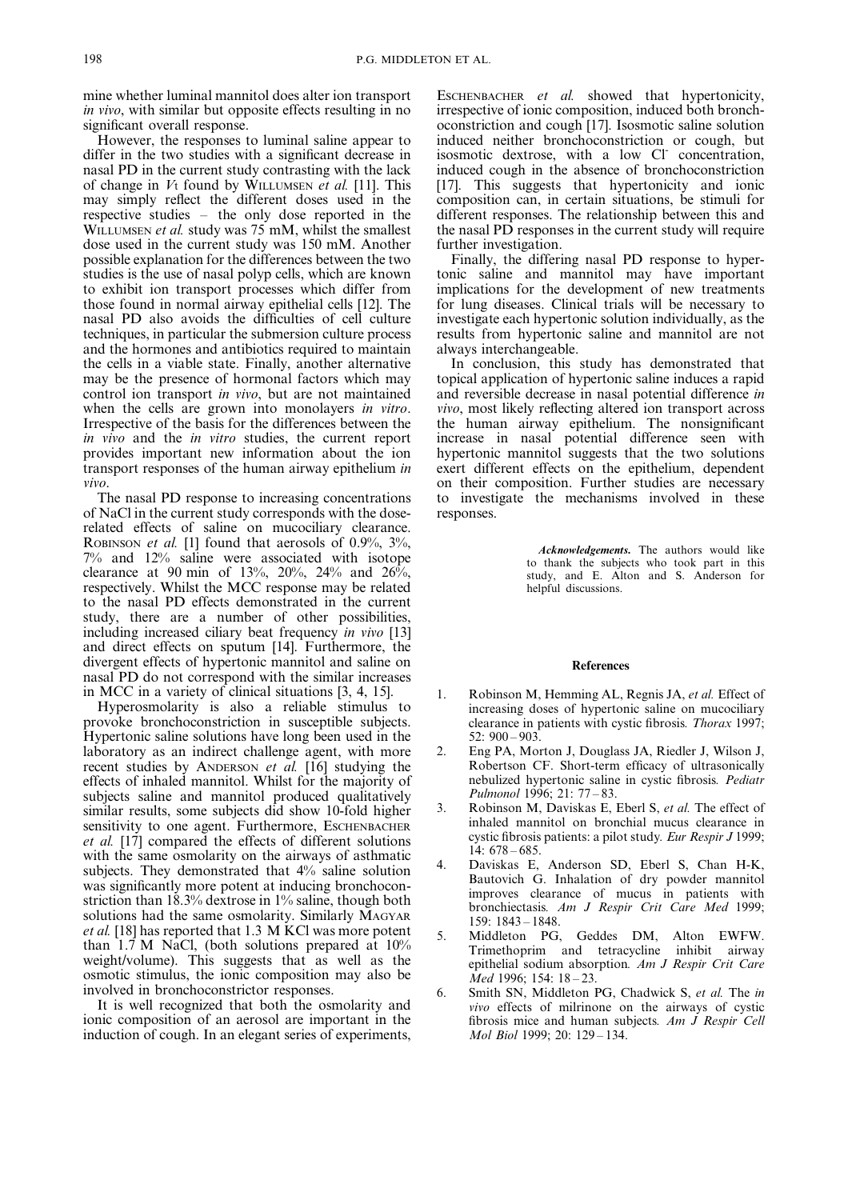mine whether luminal mannitol does alter ion transport *in vivo*, with similar but opposite effects resulting in no significant overall response.

However, the responses to luminal saline appear to differ in the two studies with a significant decrease in nasal PD in the current study contrasting with the lack of change in $V_t$ found by WILLUMSEN *et al.* [11]. This may simply reflect the different doses used in the respective studies – the only dose reported in the WILLUMSEN *et al.* study was 75 mM, whilst the smallest dose used in the current study was 150 mM. Another possible explanation for the differences between the two studies is the use of nasal polyp cells, which are known to exhibit ion transport processes which differ from those found in normal airway epithelial cells [12]. The nasal PD also avoids the difficulties of cell culture techniques, in particular the submersion culture process and the hormones and antibiotics required to maintain the cells in a viable state. Finally, another alternative may be the presence of hormonal factors which may control ion transport *in vivo*, but are not maintained when the cells are grown into monolayers *in vitro*. Irrespective of the basis for the differences between the *in vivo* and the *in vitro* studies, the current report provides important new information about the ion transport responses of the human airway epithelium *in vivo*.

The nasal PD response to increasing concentrations of NaCl in the current study corresponds with the dose-related effects of saline on mucociliary clearance. ROBINSON *et al.* [1] found that aerosols of 0.9%, 3%, 7% and 12% saline were associated with isotope clearance at 90 min of 13%, 20%, 24% and 26%, respectively. Whilst the MCC response may be related to the nasal PD effects demonstrated in the current study, there are a number of other possibilities, including increased ciliary beat frequency *in vivo* [13] and direct effects on sputum [14]. Furthermore, the divergent effects of hypertonic mannitol and saline on nasal PD do not correspond with the similar increases in MCC in a variety of clinical situations [3, 4, 15].

Hyperosmolarity is also a reliable stimulus to provoke bronchoconstriction in susceptible subjects. Hypertonic saline solutions have long been used in the laboratory as an indirect challenge agent, with more recent studies by ANDERSON *et al.* [16] studying the effects of inhaled mannitol. Whilst for the majority of subjects saline and mannitol produced qualitatively similar results, some subjects did show 10-fold higher sensitivity to one agent. Furthermore, ESCHENBACHER *et al.* [17] compared the effects of different solutions with the same osmolarity on the airways of asthmatic subjects. They demonstrated that 4% saline solution was significantly more potent at inducing bronchoconstriction than 18.3% dextrose in 1% saline, though both solutions had the same osmolarity. Similarly MAGYAR *et al.* [18] has reported that 1.3 M KCl was more potent than 1.7 M NaCl, (both solutions prepared at 10% weight/volume). This suggests that as well as the osmotic stimulus, the ionic composition may also be involved in bronchoconstrictor responses.

It is well recognized that both the osmolarity and ionic composition of an aerosol are important in the induction of cough. In an elegant series of experiments, ESCHENBACHER *et al.* showed that hypertonicity, irrespective of ionic composition, induced both bronchoconstriction and cough [17]. Isosmotic saline solution induced neither bronchoconstriction or cough, but isosmotic dextrose, with a low $Cl^-$ concentration, induced cough in the absence of bronchoconstriction [17]. This suggests that hypertonicity and ionic composition can, in certain situations, be stimuli for different responses. The relationship between this and the nasal PD responses in the current study will require further investigation.

Finally, the differing nasal PD response to hypertonic saline and mannitol may have important implications for the development of new treatments for lung diseases. Clinical trials will be necessary to investigate each hypertonic solution individually, as the results from hypertonic saline and mannitol are not always interchangeable.

In conclusion, this study has demonstrated that topical application of hypertonic saline induces a rapid and reversible decrease in nasal potential difference *in vivo*, most likely reflecting altered ion transport across the human airway epithelium. The nonsignificant increase in nasal potential difference seen with hypertonic mannitol suggests that the two solutions exert different effects on the epithelium, dependent on their composition. Further studies are necessary to investigate the mechanisms involved in these responses.

***Acknowledgements.*** The authors would like to thank the subjects who took part in this study, and E. Alton and S. Anderson for helpful discussions.

## References

1. Robinson M, Hemming AL, Regnis JA, *et al.* Effect of increasing doses of hypertonic saline on mucociliary clearance in patients with cystic fibrosis. *Thorax* 1997; 52: 900–903.
2. Eng PA, Morton J, Douglass JA, Riedler J, Wilson J, Robertson CF. Short-term efficacy of ultrasonically nebulized hypertonic saline in cystic fibrosis. *Pediatr Pulmonol* 1996; 21: 77–83.
3. Robinson M, Daviskas E, Eberl S, *et al.* The effect of inhaled mannitol on bronchial mucus clearance in cystic fibrosis patients: a pilot study. *Eur Respir J* 1999; 14: 678–685.
4. Daviskas E, Anderson SD, Eberl S, Chan H-K, Bautovich G. Inhalation of dry powder mannitol improves clearance of mucus in patients with bronchiectasis. *Am J Respir Crit Care Med* 1999; 159: 1843–1848.
5. Middleton PG, Geddes DM, Alton EWFW. Trimethoprim and tetracycline inhibit airway epithelial sodium absorption. *Am J Respir Crit Care Med* 1996; 154: 18–23.
6. Smith SN, Middleton PG, Chadwick S, *et al.* The *in vivo* effects of milrinone on the airways of cystic fibrosis mice and human subjects. *Am J Respir Cell Mol Biol* 1999; 20: 129–134.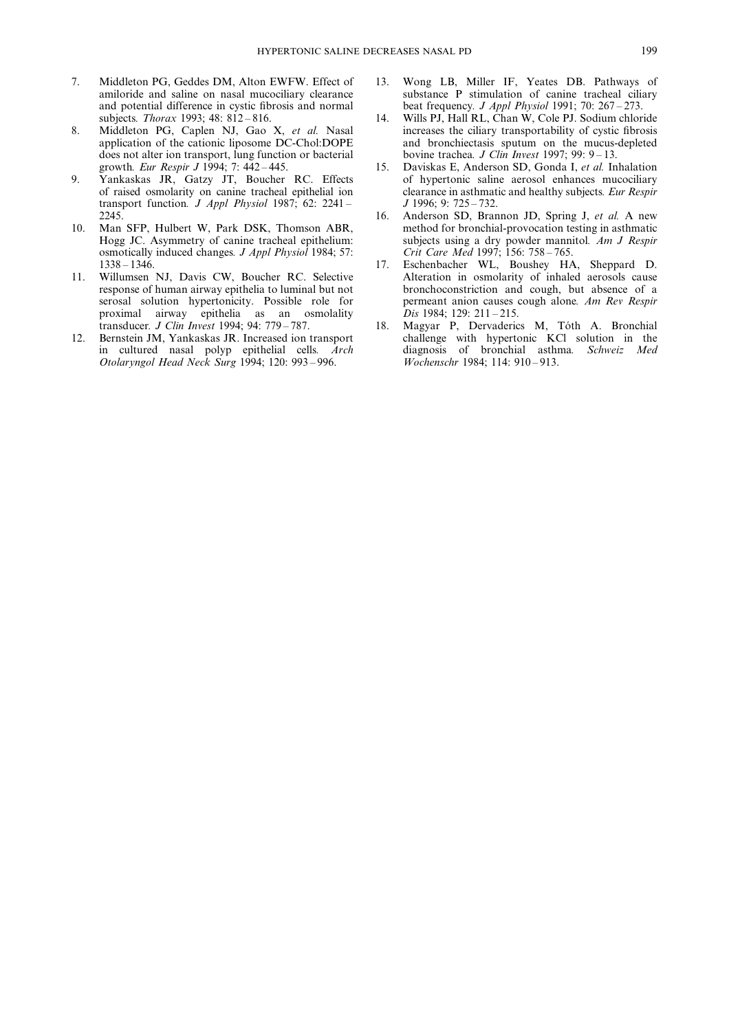7. Middleton PG, Geddes DM, Alton EWFW. Effect of amiloride and saline on nasal mucociliary clearance and potential difference in cystic fibrosis and normal subjects. *Thorax* 1993; 48: 812 – 816.
8. Middleton PG, Caplen NJ, Gao X, *et al.* Nasal application of the cationic liposome DC-Chol:DOPE does not alter ion transport, lung function or bacterial growth. *Eur Respir J* 1994; 7: 442 – 445.
9. Yankaskas JR, Gatzy JT, Boucher RC. Effects of raised osmolarity on canine tracheal epithelial ion transport function. *J Appl Physiol* 1987; 62: 2241 – 2245.
10. Man SFP, Hulbert W, Park DSK, Thomson ABR, Hogg JC. Asymmetry of canine tracheal epithelium: osmotically induced changes. *J Appl Physiol* 1984; 57: 1338 – 1346.
11. Willumsen NJ, Davis CW, Boucher RC. Selective response of human airway epithelia to luminal but not serosal solution hypertonicity. Possible role for proximal airway epithelia as an osmolality transducer. *J Clin Invest* 1994; 94: 779 – 787.
12. Bernstein JM, Yankaskas JR. Increased ion transport in cultured nasal polyp epithelial cells. *Arch Otolaryngol Head Neck Surg* 1994; 120: 993 – 996.
13. Wong LB, Miller IF, Yeates DB. Pathways of substance P stimulation of canine tracheal ciliary beat frequency. *J Appl Physiol* 1991; 70: 267 – 273.
14. Wills PJ, Hall RL, Chan W, Cole PJ. Sodium chloride increases the ciliary transportability of cystic fibrosis and bronchiectasis sputum on the mucus-depleted bovine trachea. *J Clin Invest* 1997; 99: 9 – 13.
15. Daviskas E, Anderson SD, Gonda I, *et al.* Inhalation of hypertonic saline aerosol enhances mucociliary clearance in asthmatic and healthy subjects. *Eur Respir J* 1996; 9: 725 – 732.
16. Anderson SD, Brannon JD, Spring J, *et al.* A new method for bronchial-provocation testing in asthmatic subjects using a dry powder mannitol. *Am J Respir Crit Care Med* 1997; 156: 758 – 765.
17. Eschenbacher WL, Boushey HA, Sheppard D. Alteration in osmolarity of inhaled aerosols cause bronchoconstriction and cough, but absence of a permeant anion causes cough alone. *Am Rev Respir Dis* 1984; 129: 211 – 215.
18. Magyar P, Dervaderics M, Tóth A. Bronchial challenge with hypertonic KCl solution in the diagnosis of bronchial asthma. *Schweiz Med Wochenschr* 1984; 114: 910 – 913.